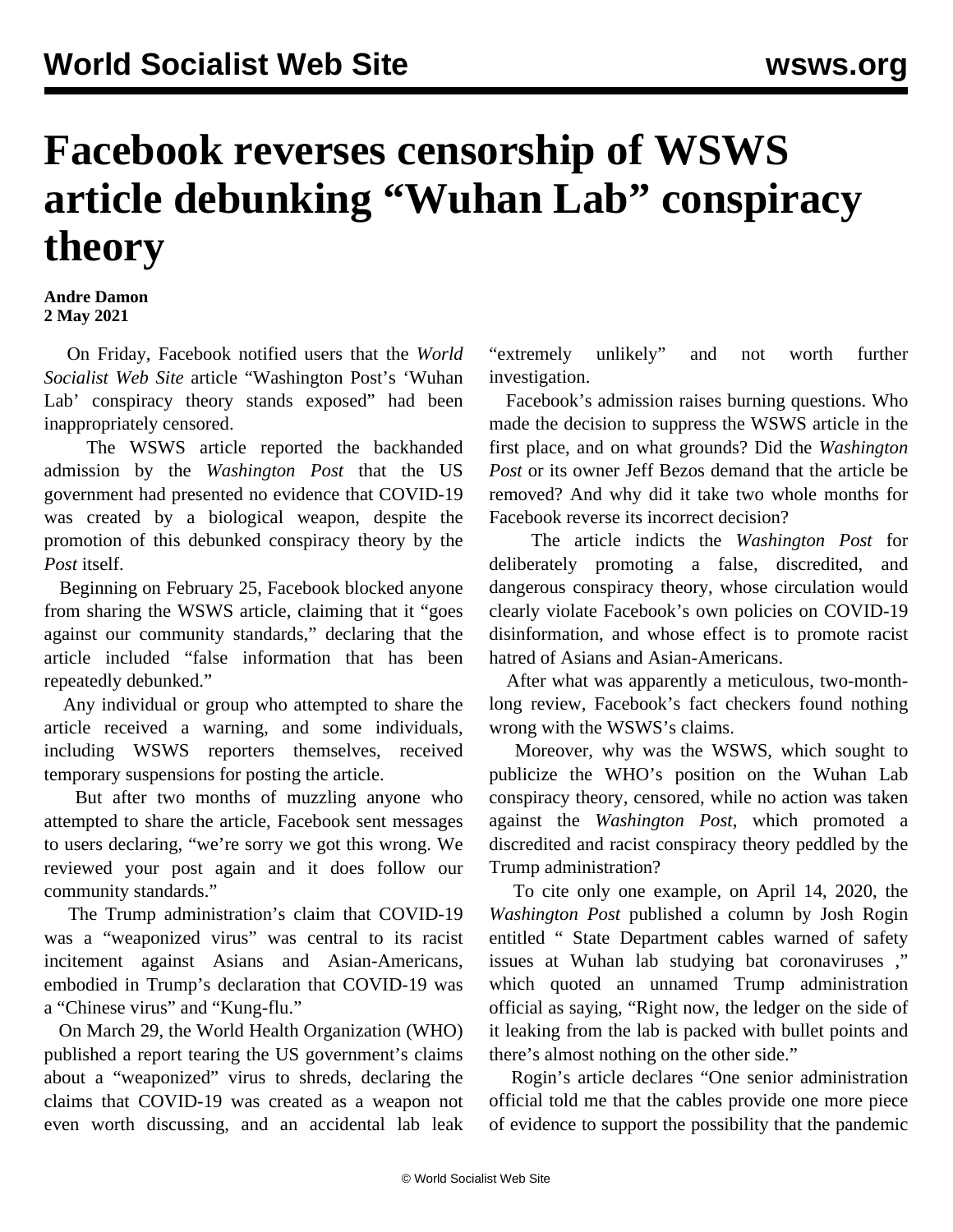# Facebook reverses censorship of WSWS article debunking "Wuhan Lab" conspiracy theory

**Andre Damon**
**2 May 2021**

On Friday, Facebook notified users that the *World Socialist Web Site* article "Washington Post's 'Wuhan Lab' conspiracy theory stands exposed" had been inappropriately censored.

The WSWS article reported the backhanded admission by the *Washington Post* that the US government had presented no evidence that COVID-19 was created by a biological weapon, despite the promotion of this debunked conspiracy theory by the *Post* itself.

Beginning on February 25, Facebook blocked anyone from sharing the WSWS article, claiming that it "goes against our community standards," declaring that the article included "false information that has been repeatedly debunked."

Any individual or group who attempted to share the article received a warning, and some individuals, including WSWS reporters themselves, received temporary suspensions for posting the article.

But after two months of muzzling anyone who attempted to share the article, Facebook sent messages to users declaring, "we're sorry we got this wrong. We reviewed your post again and it does follow our community standards."

The Trump administration's claim that COVID-19 was a "weaponized virus" was central to its racist incitement against Asians and Asian-Americans, embodied in Trump's declaration that COVID-19 was a "Chinese virus" and "Kung-flu."

On March 29, the World Health Organization (WHO) published a report tearing the US government's claims about a "weaponized" virus to shreds, declaring the claims that COVID-19 was created as a weapon not even worth discussing, and an accidental lab leak "extremely unlikely" and not worth further investigation.

Facebook's admission raises burning questions. Who made the decision to suppress the WSWS article in the first place, and on what grounds? Did the *Washington Post* or its owner Jeff Bezos demand that the article be removed? And why did it take two whole months for Facebook reverse its incorrect decision?

The article indicts the *Washington Post* for deliberately promoting a false, discredited, and dangerous conspiracy theory, whose circulation would clearly violate Facebook's own policies on COVID-19 disinformation, and whose effect is to promote racist hatred of Asians and Asian-Americans.

After what was apparently a meticulous, two-month-long review, Facebook's fact checkers found nothing wrong with the WSWS's claims.

Moreover, why was the WSWS, which sought to publicize the WHO's position on the Wuhan Lab conspiracy theory, censored, while no action was taken against the *Washington Post*, which promoted a discredited and racist conspiracy theory peddled by the Trump administration?

To cite only one example, on April 14, 2020, the *Washington Post* published a column by Josh Rogin entitled " State Department cables warned of safety issues at Wuhan lab studying bat coronaviruses ," which quoted an unnamed Trump administration official as saying, "Right now, the ledger on the side of it leaking from the lab is packed with bullet points and there's almost nothing on the other side."

Rogin's article declares "One senior administration official told me that the cables provide one more piece of evidence to support the possibility that the pandemic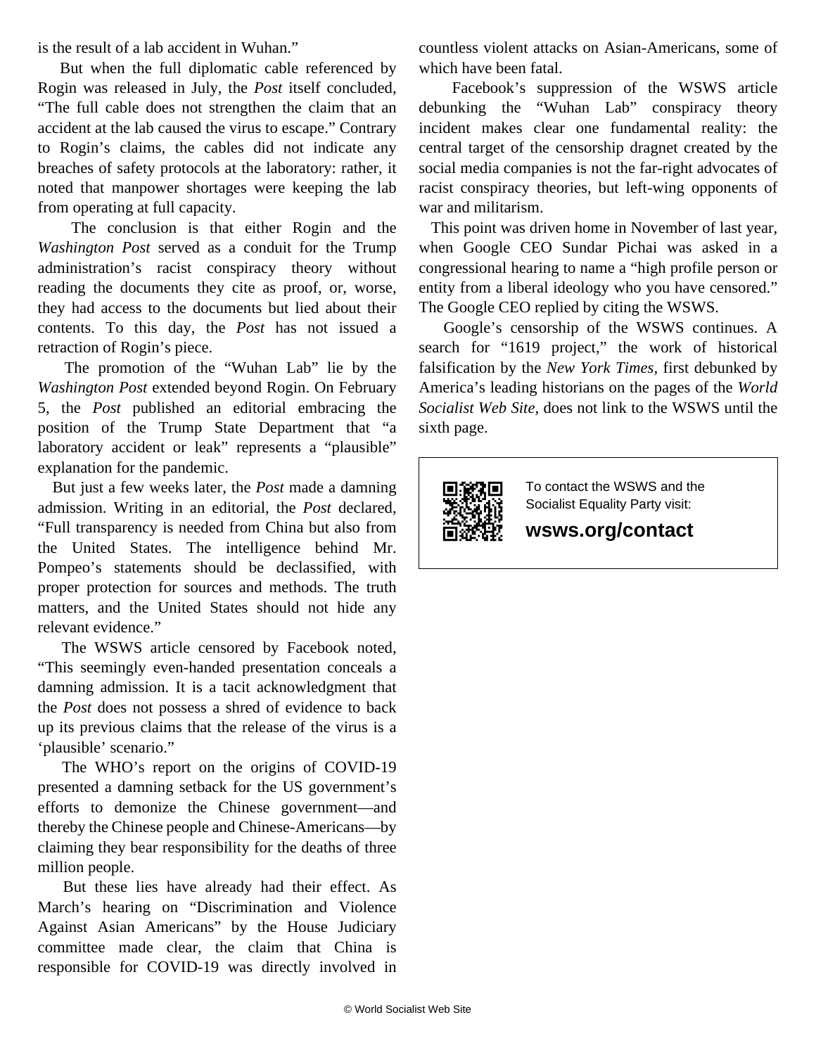is the result of a lab accident in Wuhan."

But when the full diplomatic cable referenced by Rogin was released in July, the *Post* itself concluded, "The full cable does not strengthen the claim that an accident at the lab caused the virus to escape." Contrary to Rogin's claims, the cables did not indicate any breaches of safety protocols at the laboratory: rather, it noted that manpower shortages were keeping the lab from operating at full capacity.

The conclusion is that either Rogin and the *Washington Post* served as a conduit for the Trump administration's racist conspiracy theory without reading the documents they cite as proof, or, worse, they had access to the documents but lied about their contents. To this day, the *Post* has not issued a retraction of Rogin's piece.

The promotion of the "Wuhan Lab" lie by the *Washington Post* extended beyond Rogin. On February 5, the *Post* published an editorial embracing the position of the Trump State Department that "a laboratory accident or leak" represents a "plausible" explanation for the pandemic.

But just a few weeks later, the *Post* made a damning admission. Writing in an editorial, the *Post* declared, "Full transparency is needed from China but also from the United States. The intelligence behind Mr. Pompeo's statements should be declassified, with proper protection for sources and methods. The truth matters, and the United States should not hide any relevant evidence."

The WSWS article censored by Facebook noted, "This seemingly even-handed presentation conceals a damning admission. It is a tacit acknowledgment that the *Post* does not possess a shred of evidence to back up its previous claims that the release of the virus is a 'plausible' scenario."

The WHO's report on the origins of COVID-19 presented a damning setback for the US government's efforts to demonize the Chinese government—and thereby the Chinese people and Chinese-Americans—by claiming they bear responsibility for the deaths of three million people.

But these lies have already had their effect. As March's hearing on "Discrimination and Violence Against Asian Americans" by the House Judiciary committee made clear, the claim that China is responsible for COVID-19 was directly involved in countless violent attacks on Asian-Americans, some of which have been fatal.

Facebook's suppression of the WSWS article debunking the "Wuhan Lab" conspiracy theory incident makes clear one fundamental reality: the central target of the censorship dragnet created by the social media companies is not the far-right advocates of racist conspiracy theories, but left-wing opponents of war and militarism.

This point was driven home in November of last year, when Google CEO Sundar Pichai was asked in a congressional hearing to name a "high profile person or entity from a liberal ideology who you have censored." The Google CEO replied by citing the WSWS.

Google's censorship of the WSWS continues. A search for "1619 project," the work of historical falsification by the *New York Times*, first debunked by America's leading historians on the pages of the *World Socialist Web Site*, does not link to the WSWS until the sixth page.

To contact the WSWS and the Socialist Equality Party visit:

**wsws.org/contact**